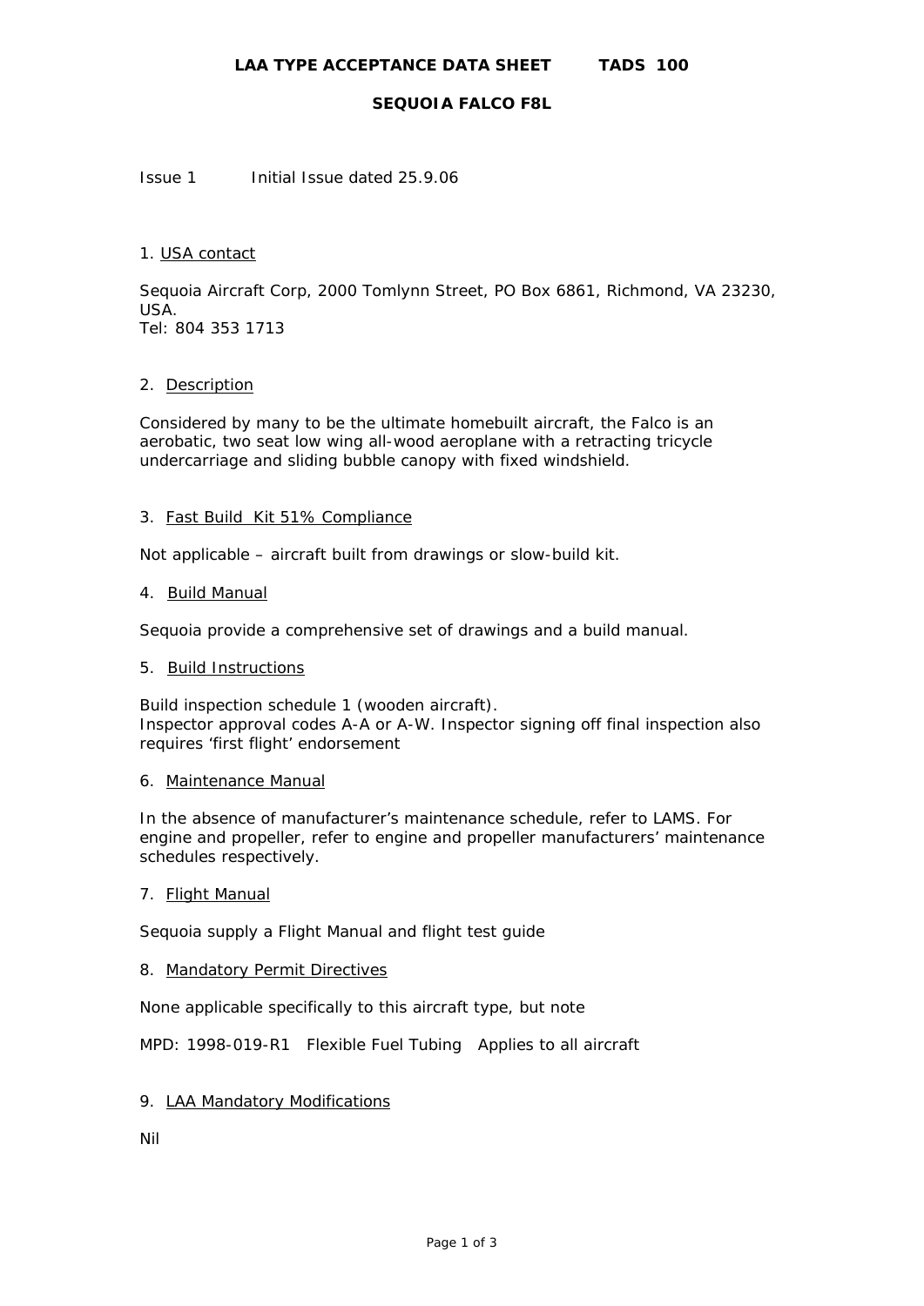# LAA TYPE ACCEPTANCE DATA SHEET TADS 100

## SEQUOIA FALCO F8L

Issue 1 Initial Issue dated 25.9.06

1. USA contact

Sequoia Aircraft Corp, 2000 Tomlynn Street, PO Box 6861, Richmond, VA 23230, USA.
Tel: 804 353 1713

2. Description

Considered by many to be the ultimate homebuilt aircraft, the Falco is an aerobatic, two seat low wing all-wood aeroplane with a retracting tricycle undercarriage and sliding bubble canopy with fixed windshield.

3. Fast Build Kit 51% Compliance

Not applicable – aircraft built from drawings or slow-build kit.

4. Build Manual

Sequoia provide a comprehensive set of drawings and a build manual.

5. Build Instructions

Build inspection schedule 1 (wooden aircraft).
Inspector approval codes A-A or A-W. Inspector signing off final inspection also requires 'first flight' endorsement

6. Maintenance Manual

In the absence of manufacturer's maintenance schedule, refer to LAMS. For engine and propeller, refer to engine and propeller manufacturers' maintenance schedules respectively.

7. Flight Manual

Sequoia supply a Flight Manual and flight test guide

8. Mandatory Permit Directives

None applicable specifically to this aircraft type, but note

MPD: 1998-019-R1 Flexible Fuel Tubing Applies to all aircraft

9. LAA Mandatory Modifications

Nil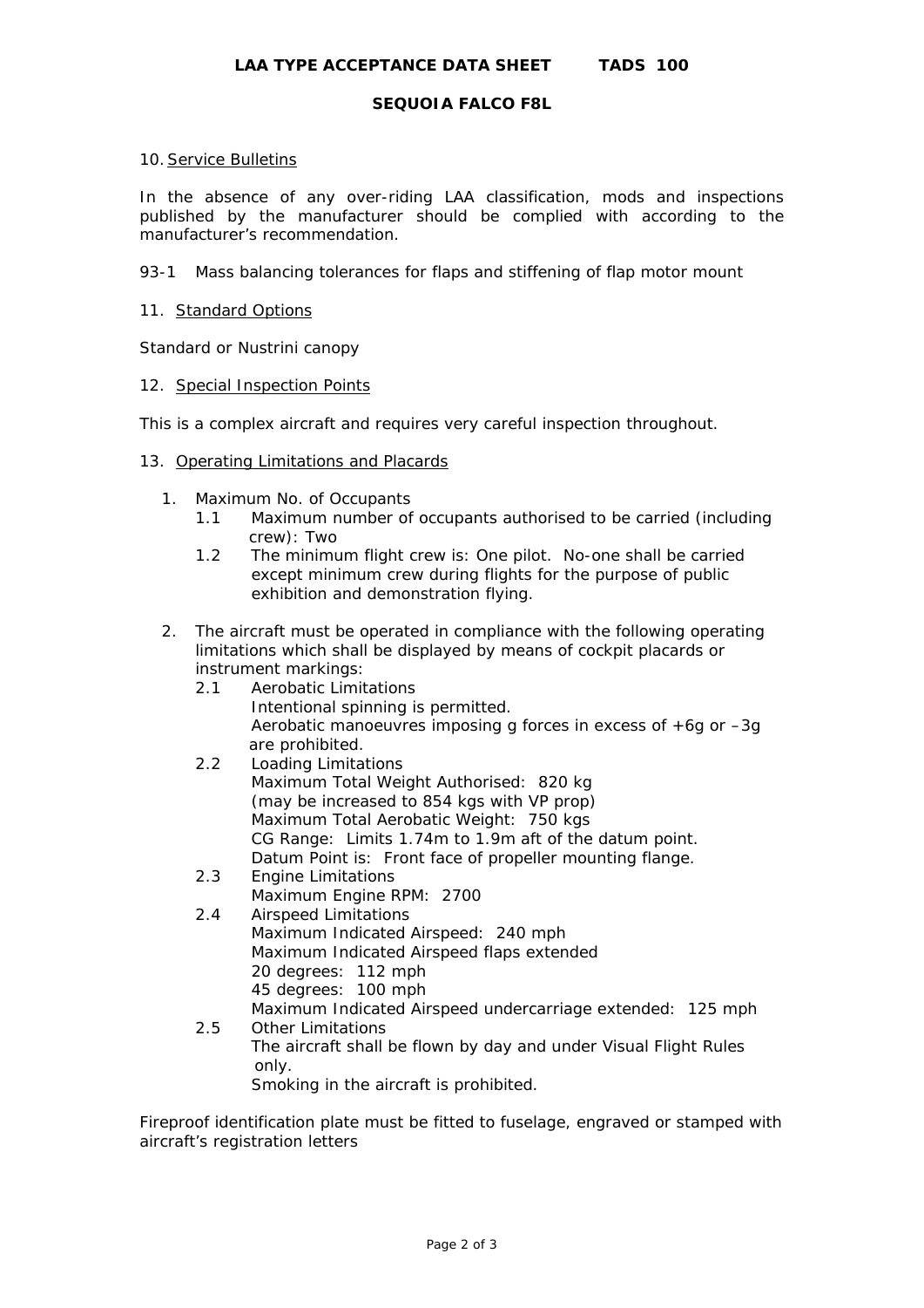## 10. Service Bulletins

In the absence of any over-riding LAA classification, mods and inspections published by the manufacturer should be complied with according to the manufacturer's recommendation.

93-1 Mass balancing tolerances for flaps and stiffening of flap motor mount

## 11. Standard Options

Standard or Nustrini canopy

## 12. Special Inspection Points

This is a complex aircraft and requires very careful inspection throughout.

## 13. Operating Limitations and Placards

1. Maximum No. of Occupants
   - 1.1 Maximum number of occupants authorised to be carried (including crew): Two
   - 1.2 The minimum flight crew is: One pilot. No-one shall be carried except minimum crew during flights for the purpose of public exhibition and demonstration flying.

2. The aircraft must be operated in compliance with the following operating limitations which shall be displayed by means of cockpit placards or instrument markings:
   - 2.1 Aerobatic Limitations
     Intentional spinning is permitted.
     Aerobatic manoeuvres imposing g forces in excess of +6g or –3g are prohibited.
   - 2.2 Loading Limitations
     Maximum Total Weight Authorised: 820 kg
     (may be increased to 854 kgs with VP prop)
     Maximum Total Aerobatic Weight: 750 kgs
     CG Range: Limits 1.74m to 1.9m aft of the datum point.
     Datum Point is: Front face of propeller mounting flange.
   - 2.3 Engine Limitations
     Maximum Engine RPM: 2700
   - 2.4 Airspeed Limitations
     Maximum Indicated Airspeed: 240 mph
     Maximum Indicated Airspeed flaps extended
     20 degrees: 112 mph
     45 degrees: 100 mph
     Maximum Indicated Airspeed undercarriage extended: 125 mph
   - 2.5 Other Limitations
     The aircraft shall be flown by day and under Visual Flight Rules only.
     Smoking in the aircraft is prohibited.

Fireproof identification plate must be fitted to fuselage, engraved or stamped with aircraft's registration letters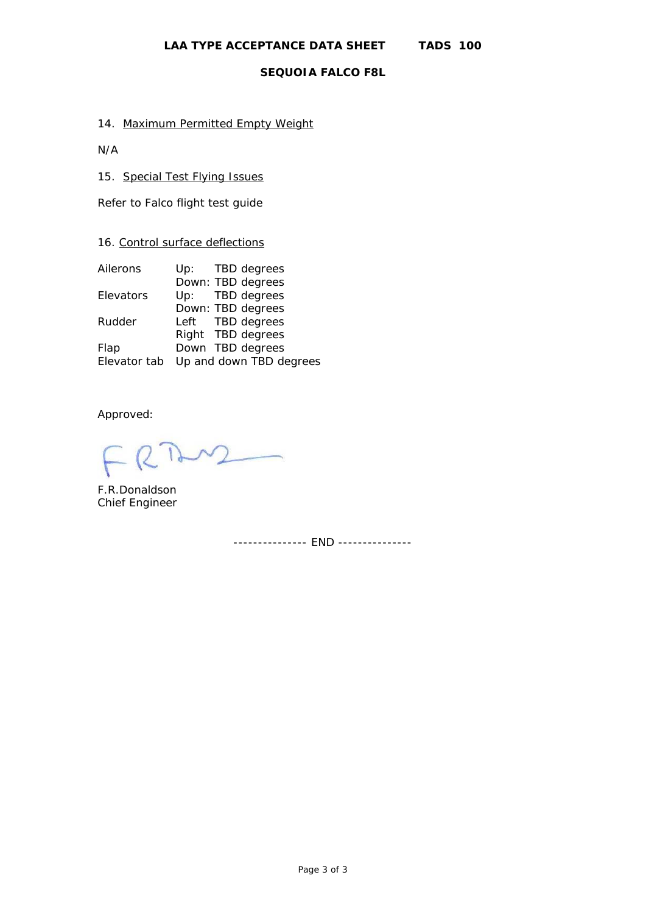14. Maximum Permitted Empty Weight

N/A

15. Special Test Flying Issues

Refer to Falco flight test guide

16. Control surface deflections

| | | |
|---|---|---|
| Ailerons | Up: | TBD degrees |
| | Down: | TBD degrees |
| Elevators | Up: | TBD degrees |
| | Down: | TBD degrees |
| Rudder | Left | TBD degrees |
| | Right | TBD degrees |
| Flap | Down | TBD degrees |
| Elevator tab | Up and down TBD degrees | |

Approved:

F.R.Donaldson
Chief Engineer

--------------- END ---------------